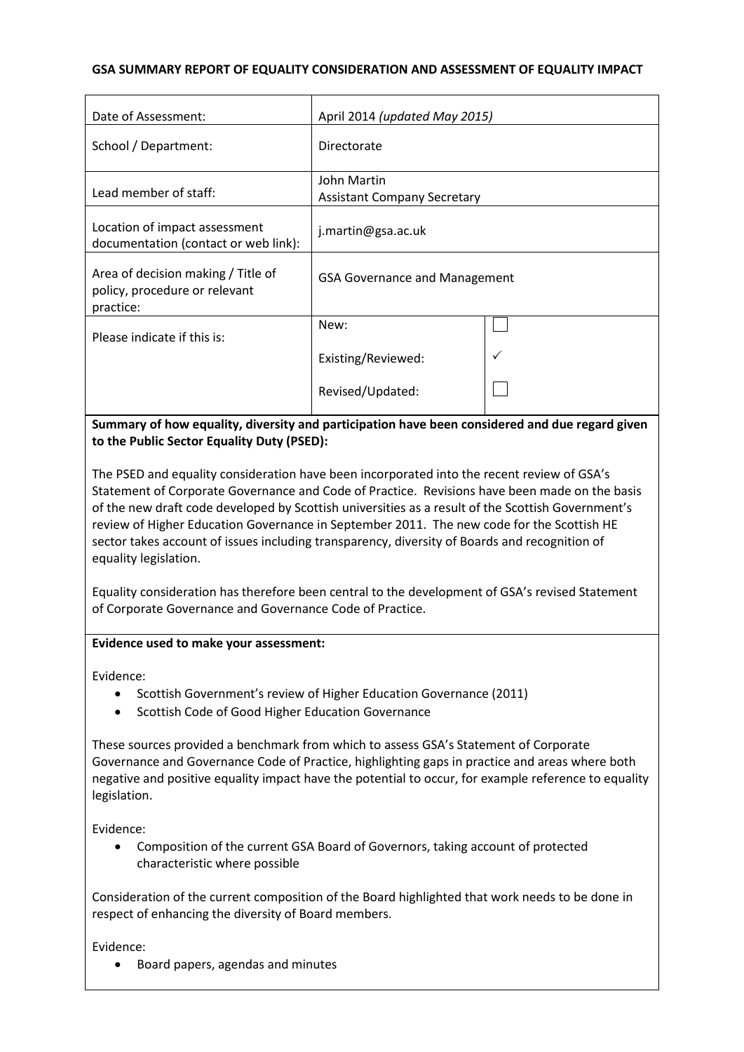**GSA SUMMARY REPORT OF EQUALITY CONSIDERATION AND ASSESSMENT OF EQUALITY IMPACT**

| | | |
|---|---|---|
| Date of Assessment: | April 2014 *(updated May 2015)* | |
| School / Department: | Directorate | |
| Lead member of staff: | John Martin<br>Assistant Company Secretary | |
| Location of impact assessment documentation (contact or web link): | j.martin@gsa.ac.uk | |
| Area of decision making / Title of policy, procedure or relevant practice: | GSA Governance and Management | |
| Please indicate if this is: | New: | ☐ |
| | Existing/Reviewed: | ✓ |
| | Revised/Updated: | ☐ |

**Summary of how equality, diversity and participation have been considered and due regard given to the Public Sector Equality Duty (PSED):**

The PSED and equality consideration have been incorporated into the recent review of GSA's Statement of Corporate Governance and Code of Practice. Revisions have been made on the basis of the new draft code developed by Scottish universities as a result of the Scottish Government's review of Higher Education Governance in September 2011. The new code for the Scottish HE sector takes account of issues including transparency, diversity of Boards and recognition of equality legislation.

Equality consideration has therefore been central to the development of GSA's revised Statement of Corporate Governance and Governance Code of Practice.

**Evidence used to make your assessment:**

Evidence:

- Scottish Government's review of Higher Education Governance (2011)
- Scottish Code of Good Higher Education Governance

These sources provided a benchmark from which to assess GSA's Statement of Corporate Governance and Governance Code of Practice, highlighting gaps in practice and areas where both negative and positive equality impact have the potential to occur, for example reference to equality legislation.

Evidence:

- Composition of the current GSA Board of Governors, taking account of protected characteristic where possible

Consideration of the current composition of the Board highlighted that work needs to be done in respect of enhancing the diversity of Board members.

Evidence:

- Board papers, agendas and minutes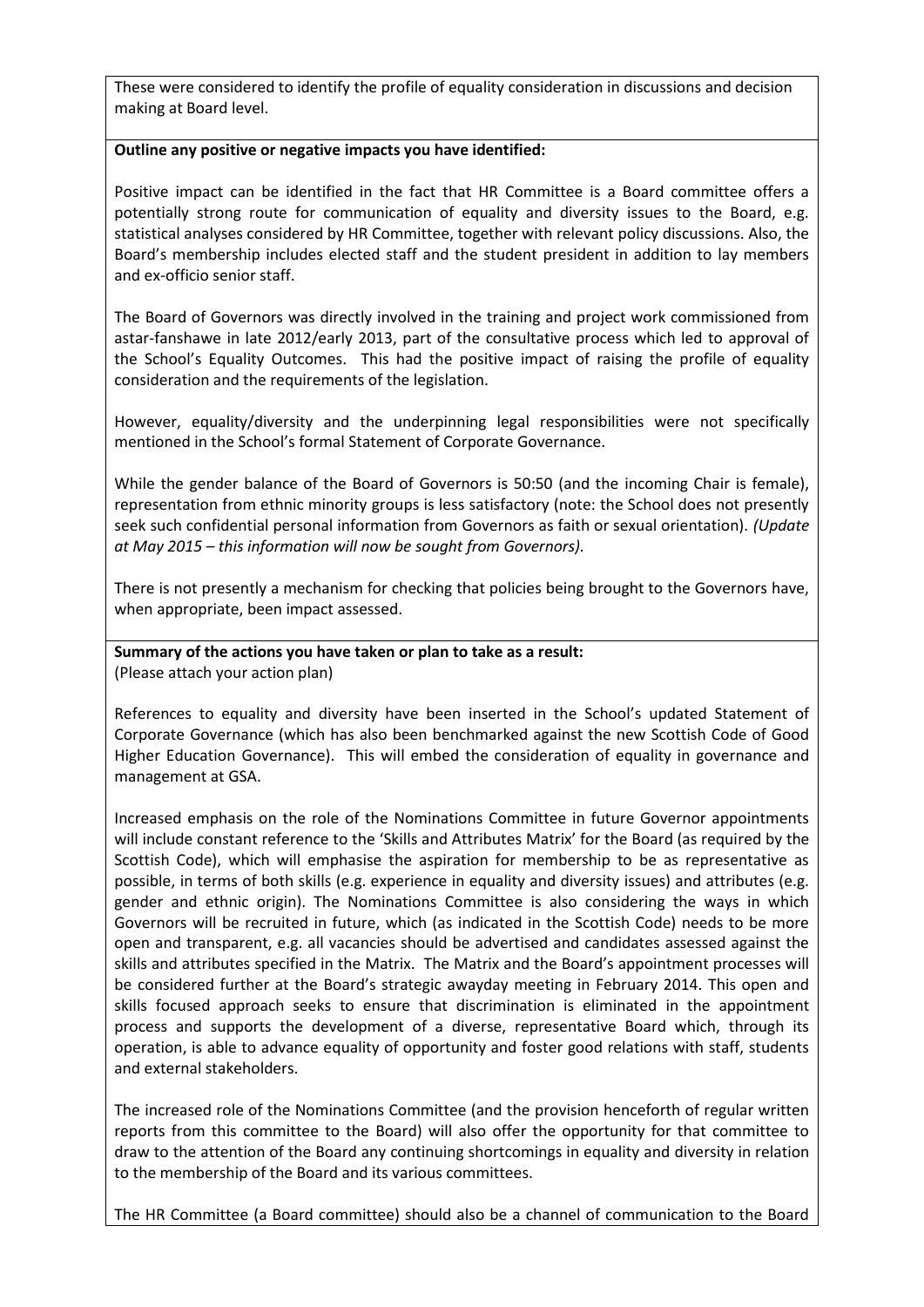These were considered to identify the profile of equality consideration in discussions and decision making at Board level.

**Outline any positive or negative impacts you have identified:**

Positive impact can be identified in the fact that HR Committee is a Board committee offers a potentially strong route for communication of equality and diversity issues to the Board, e.g. statistical analyses considered by HR Committee, together with relevant policy discussions. Also, the Board's membership includes elected staff and the student president in addition to lay members and ex-officio senior staff.

The Board of Governors was directly involved in the training and project work commissioned from astar-fanshawe in late 2012/early 2013, part of the consultative process which led to approval of the School's Equality Outcomes. This had the positive impact of raising the profile of equality consideration and the requirements of the legislation.

However, equality/diversity and the underpinning legal responsibilities were not specifically mentioned in the School's formal Statement of Corporate Governance.

While the gender balance of the Board of Governors is 50:50 (and the incoming Chair is female), representation from ethnic minority groups is less satisfactory (note: the School does not presently seek such confidential personal information from Governors as faith or sexual orientation). *(Update at May 2015 – this information will now be sought from Governors).*

There is not presently a mechanism for checking that policies being brought to the Governors have, when appropriate, been impact assessed.

**Summary of the actions you have taken or plan to take as a result:**
(Please attach your action plan)

References to equality and diversity have been inserted in the School's updated Statement of Corporate Governance (which has also been benchmarked against the new Scottish Code of Good Higher Education Governance). This will embed the consideration of equality in governance and management at GSA.

Increased emphasis on the role of the Nominations Committee in future Governor appointments will include constant reference to the 'Skills and Attributes Matrix' for the Board (as required by the Scottish Code), which will emphasise the aspiration for membership to be as representative as possible, in terms of both skills (e.g. experience in equality and diversity issues) and attributes (e.g. gender and ethnic origin). The Nominations Committee is also considering the ways in which Governors will be recruited in future, which (as indicated in the Scottish Code) needs to be more open and transparent, e.g. all vacancies should be advertised and candidates assessed against the skills and attributes specified in the Matrix. The Matrix and the Board's appointment processes will be considered further at the Board's strategic awayday meeting in February 2014. This open and skills focused approach seeks to ensure that discrimination is eliminated in the appointment process and supports the development of a diverse, representative Board which, through its operation, is able to advance equality of opportunity and foster good relations with staff, students and external stakeholders.

The increased role of the Nominations Committee (and the provision henceforth of regular written reports from this committee to the Board) will also offer the opportunity for that committee to draw to the attention of the Board any continuing shortcomings in equality and diversity in relation to the membership of the Board and its various committees.

The HR Committee (a Board committee) should also be a channel of communication to the Board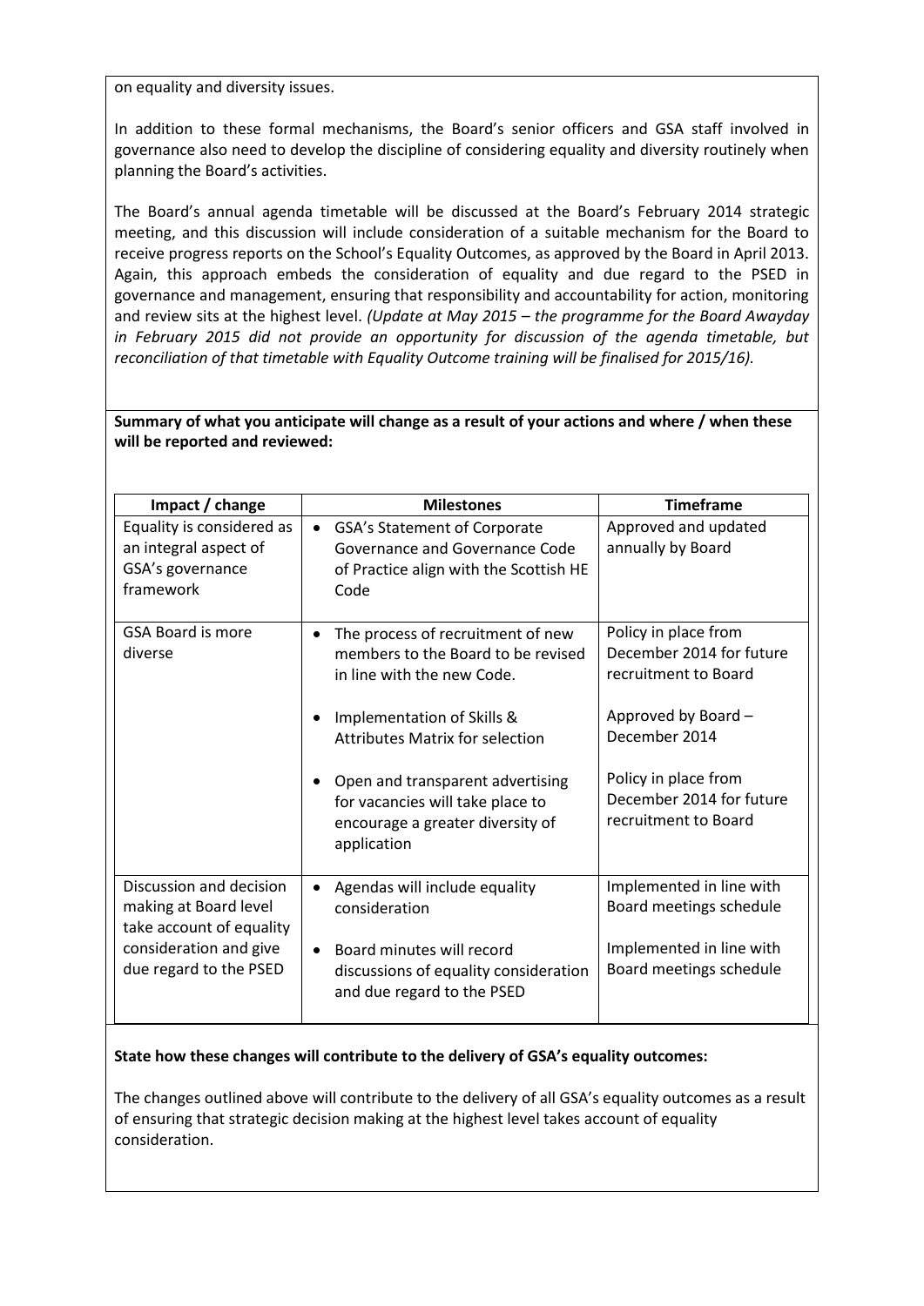on equality and diversity issues.

In addition to these formal mechanisms, the Board's senior officers and GSA staff involved in governance also need to develop the discipline of considering equality and diversity routinely when planning the Board's activities.

The Board's annual agenda timetable will be discussed at the Board's February 2014 strategic meeting, and this discussion will include consideration of a suitable mechanism for the Board to receive progress reports on the School's Equality Outcomes, as approved by the Board in April 2013. Again, this approach embeds the consideration of equality and due regard to the PSED in governance and management, ensuring that responsibility and accountability for action, monitoring and review sits at the highest level. *(Update at May 2015 – the programme for the Board Awayday in February 2015 did not provide an opportunity for discussion of the agenda timetable, but reconciliation of that timetable with Equality Outcome training will be finalised for 2015/16).*

**Summary of what you anticipate will change as a result of your actions and where / when these will be reported and reviewed:**

| Impact / change | Milestones | Timeframe |
|---|---|---|
| Equality is considered as an integral aspect of GSA's governance framework | • GSA's Statement of Corporate Governance and Governance Code of Practice align with the Scottish HE Code | Approved and updated annually by Board |
| GSA Board is more diverse | • The process of recruitment of new members to the Board to be revised in line with the new Code.<br>• Implementation of Skills & Attributes Matrix for selection<br>• Open and transparent advertising for vacancies will take place to encourage a greater diversity of application | Policy in place from December 2014 for future recruitment to Board<br>Approved by Board – December 2014<br>Policy in place from December 2014 for future recruitment to Board |
| Discussion and decision making at Board level take account of equality consideration and give due regard to the PSED | • Agendas will include equality consideration<br>• Board minutes will record discussions of equality consideration and due regard to the PSED | Implemented in line with Board meetings schedule<br>Implemented in line with Board meetings schedule |

**State how these changes will contribute to the delivery of GSA's equality outcomes:**

The changes outlined above will contribute to the delivery of all GSA's equality outcomes as a result of ensuring that strategic decision making at the highest level takes account of equality consideration.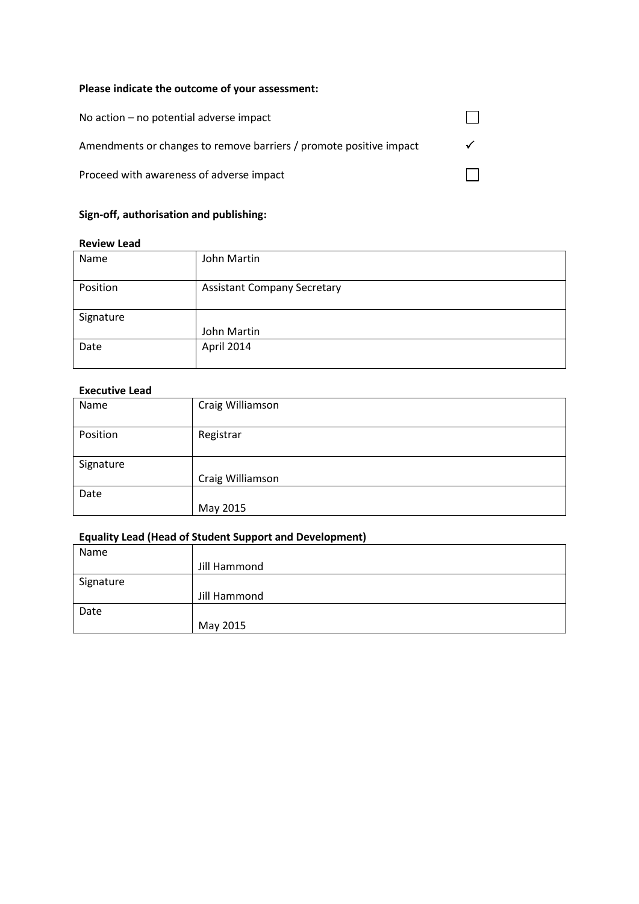**Please indicate the outcome of your assessment:**

| | |
|---|---|
| No action – no potential adverse impact | ☐ |
| Amendments or changes to remove barriers / promote positive impact | ✓ |
| Proceed with awareness of adverse impact | ☐ |

**Sign-off, authorisation and publishing:**

**Review Lead**

| | |
|---|---|
| Name | John Martin |
| Position | Assistant Company Secretary |
| Signature | John Martin |
| Date | April 2014 |

**Executive Lead**

| | |
|---|---|
| Name | Craig Williamson |
| Position | Registrar |
| Signature | Craig Williamson |
| Date | May 2015 |

**Equality Lead (Head of Student Support and Development)**

| | |
|---|---|
| Name | Jill Hammond |
| Signature | Jill Hammond |
| Date | May 2015 |